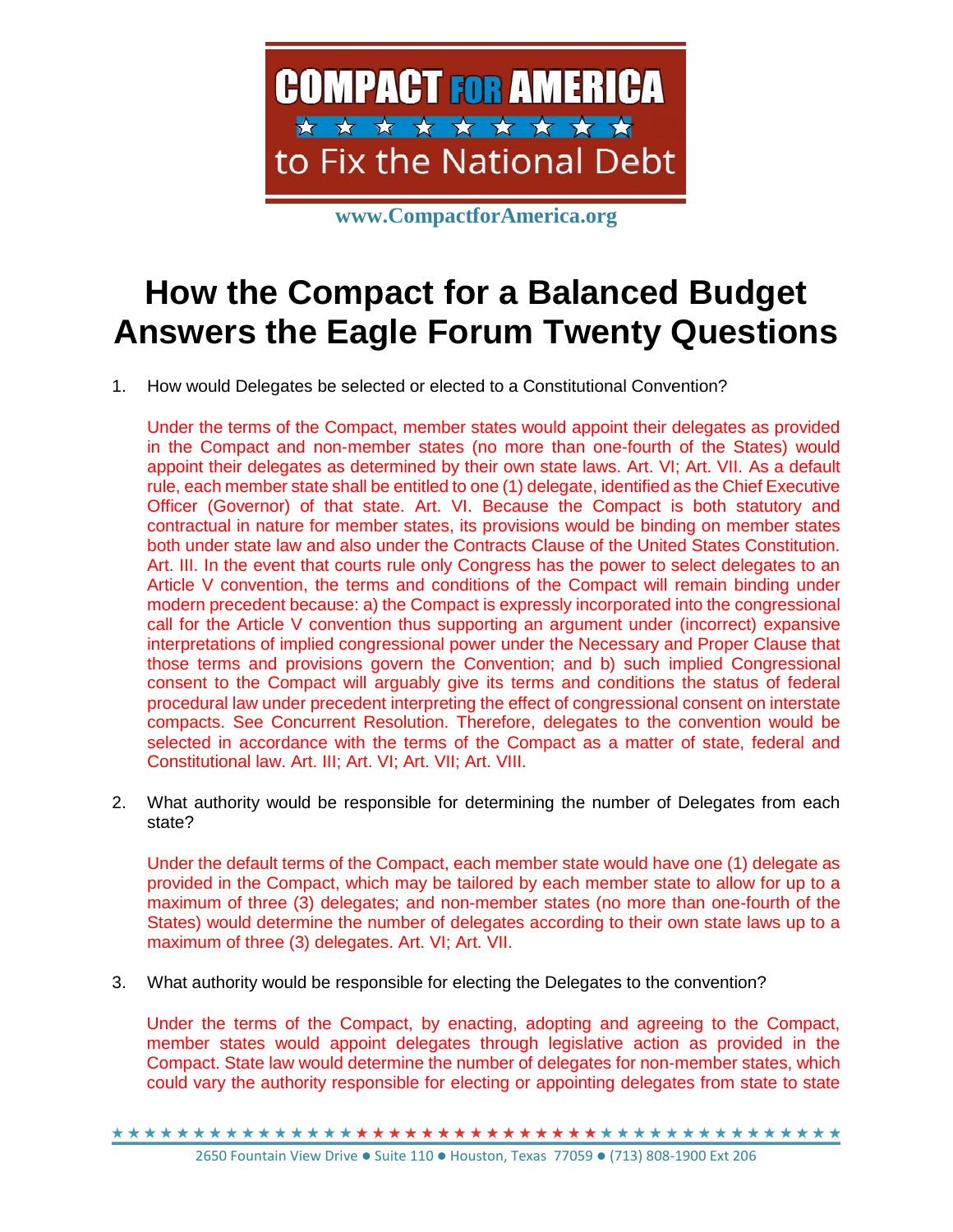# COMPACT FOR AMERICA

to Fix the National Debt

www.CompactforAmerica.org

# How the Compact for a Balanced Budget Answers the Eagle Forum Twenty Questions

1. How would Delegates be selected or elected to a Constitutional Convention?

   Under the terms of the Compact, member states would appoint their delegates as provided in the Compact and non-member states (no more than one-fourth of the States) would appoint their delegates as determined by their own state laws. Art. VI; Art. VII. As a default rule, each member state shall be entitled to one (1) delegate, identified as the Chief Executive Officer (Governor) of that state. Art. VI. Because the Compact is both statutory and contractual in nature for member states, its provisions would be binding on member states both under state law and also under the Contracts Clause of the United States Constitution. Art. III. In the event that courts rule only Congress has the power to select delegates to an Article V convention, the terms and conditions of the Compact will remain binding under modern precedent because: a) the Compact is expressly incorporated into the congressional call for the Article V convention thus supporting an argument under (incorrect) expansive interpretations of implied congressional power under the Necessary and Proper Clause that those terms and provisions govern the Convention; and b) such implied Congressional consent to the Compact will arguably give its terms and conditions the status of federal procedural law under precedent interpreting the effect of congressional consent on interstate compacts. See Concurrent Resolution. Therefore, delegates to the convention would be selected in accordance with the terms of the Compact as a matter of state, federal and Constitutional law. Art. III; Art. VI; Art. VII; Art. VIII.

2. What authority would be responsible for determining the number of Delegates from each state?

   Under the default terms of the Compact, each member state would have one (1) delegate as provided in the Compact, which may be tailored by each member state to allow for up to a maximum of three (3) delegates; and non-member states (no more than one-fourth of the States) would determine the number of delegates according to their own state laws up to a maximum of three (3) delegates. Art. VI; Art. VII.

3. What authority would be responsible for electing the Delegates to the convention?

   Under the terms of the Compact, by enacting, adopting and agreeing to the Compact, member states would appoint delegates through legislative action as provided in the Compact. State law would determine the number of delegates for non-member states, which could vary the authority responsible for electing or appointing delegates from state to state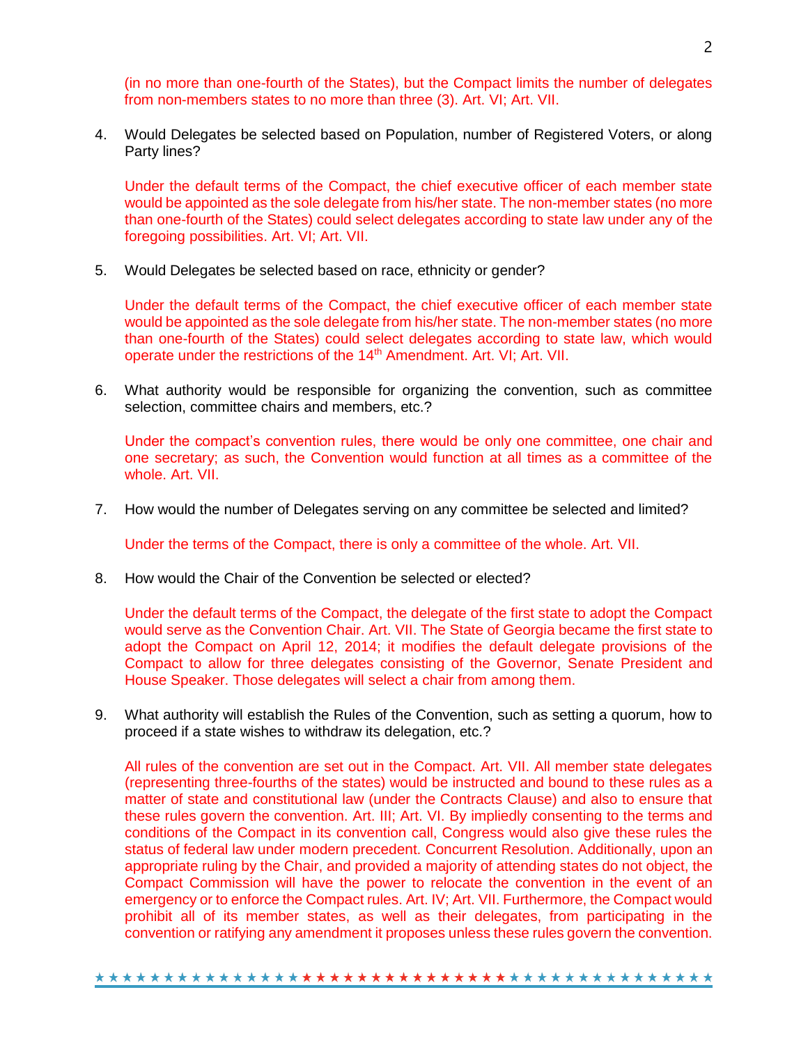(in no more than one-fourth of the States), but the Compact limits the number of delegates from non-members states to no more than three (3). Art. VI; Art. VII.

4. Would Delegates be selected based on Population, number of Registered Voters, or along Party lines?

   Under the default terms of the Compact, the chief executive officer of each member state would be appointed as the sole delegate from his/her state. The non-member states (no more than one-fourth of the States) could select delegates according to state law under any of the foregoing possibilities. Art. VI; Art. VII.

5. Would Delegates be selected based on race, ethnicity or gender?

   Under the default terms of the Compact, the chief executive officer of each member state would be appointed as the sole delegate from his/her state. The non-member states (no more than one-fourth of the States) could select delegates according to state law, which would operate under the restrictions of the 14th Amendment. Art. VI; Art. VII.

6. What authority would be responsible for organizing the convention, such as committee selection, committee chairs and members, etc.?

   Under the compact's convention rules, there would be only one committee, one chair and one secretary; as such, the Convention would function at all times as a committee of the whole. Art. VII.

7. How would the number of Delegates serving on any committee be selected and limited?

   Under the terms of the Compact, there is only a committee of the whole. Art. VII.

8. How would the Chair of the Convention be selected or elected?

   Under the default terms of the Compact, the delegate of the first state to adopt the Compact would serve as the Convention Chair. Art. VII. The State of Georgia became the first state to adopt the Compact on April 12, 2014; it modifies the default delegate provisions of the Compact to allow for three delegates consisting of the Governor, Senate President and House Speaker. Those delegates will select a chair from among them.

9. What authority will establish the Rules of the Convention, such as setting a quorum, how to proceed if a state wishes to withdraw its delegation, etc.?

   All rules of the convention are set out in the Compact. Art. VII. All member state delegates (representing three-fourths of the states) would be instructed and bound to these rules as a matter of state and constitutional law (under the Contracts Clause) and also to ensure that these rules govern the convention. Art. III; Art. VI. By impliedly consenting to the terms and conditions of the Compact in its convention call, Congress would also give these rules the status of federal law under modern precedent. Concurrent Resolution. Additionally, upon an appropriate ruling by the Chair, and provided a majority of attending states do not object, the Compact Commission will have the power to relocate the convention in the event of an emergency or to enforce the Compact rules. Art. IV; Art. VII. Furthermore, the Compact would prohibit all of its member states, as well as their delegates, from participating in the convention or ratifying any amendment it proposes unless these rules govern the convention.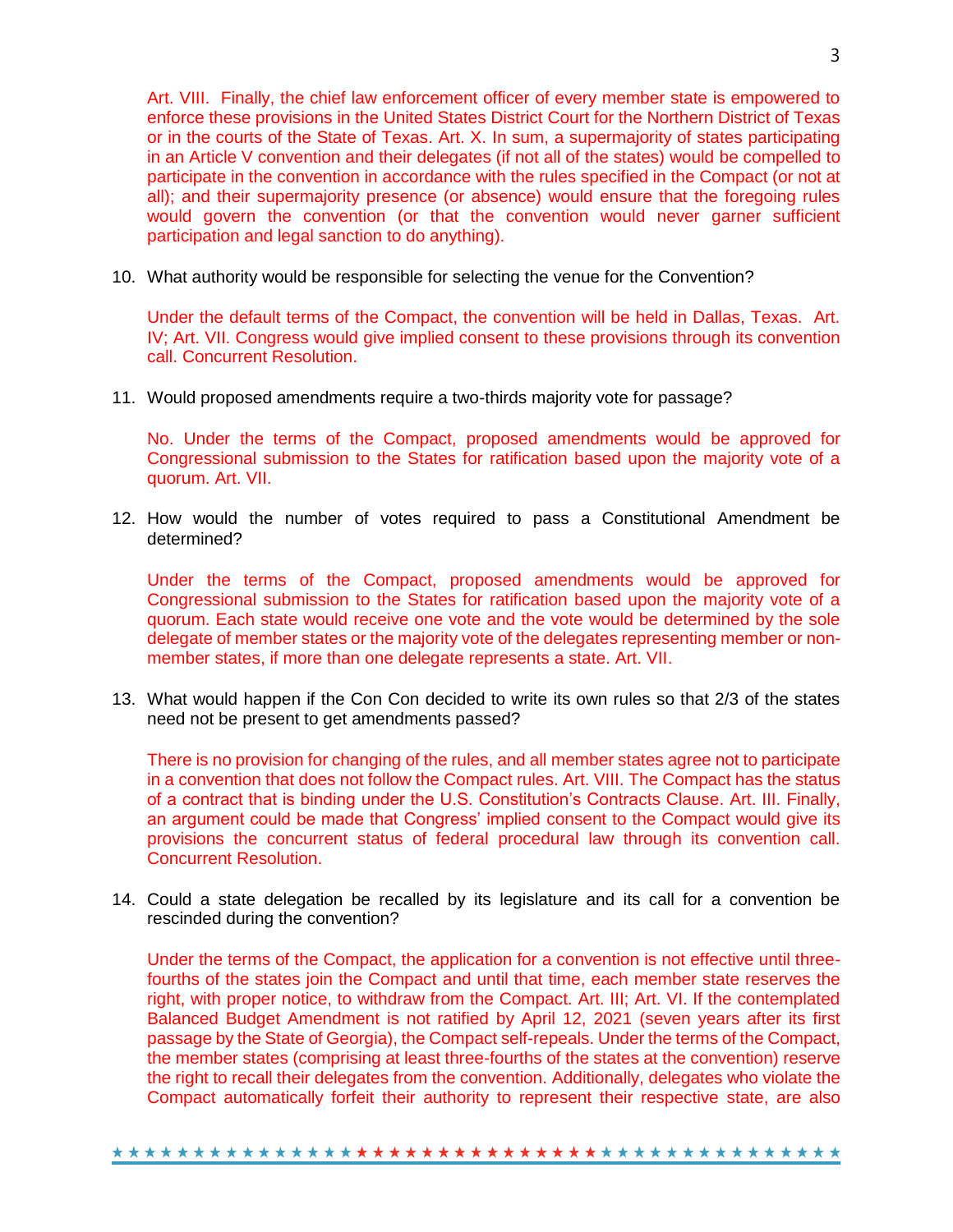Art. VIII. Finally, the chief law enforcement officer of every member state is empowered to enforce these provisions in the United States District Court for the Northern District of Texas or in the courts of the State of Texas. Art. X. In sum, a supermajority of states participating in an Article V convention and their delegates (if not all of the states) would be compelled to participate in the convention in accordance with the rules specified in the Compact (or not at all); and their supermajority presence (or absence) would ensure that the foregoing rules would govern the convention (or that the convention would never garner sufficient participation and legal sanction to do anything).

10. What authority would be responsible for selecting the venue for the Convention?

    Under the default terms of the Compact, the convention will be held in Dallas, Texas. Art. IV; Art. VII. Congress would give implied consent to these provisions through its convention call. Concurrent Resolution.

11. Would proposed amendments require a two-thirds majority vote for passage?

    No. Under the terms of the Compact, proposed amendments would be approved for Congressional submission to the States for ratification based upon the majority vote of a quorum. Art. VII.

12. How would the number of votes required to pass a Constitutional Amendment be determined?

    Under the terms of the Compact, proposed amendments would be approved for Congressional submission to the States for ratification based upon the majority vote of a quorum. Each state would receive one vote and the vote would be determined by the sole delegate of member states or the majority vote of the delegates representing member or non-member states, if more than one delegate represents a state. Art. VII.

13. What would happen if the Con Con decided to write its own rules so that 2/3 of the states need not be present to get amendments passed?

    There is no provision for changing of the rules, and all member states agree not to participate in a convention that does not follow the Compact rules. Art. VIII. The Compact has the status of a contract that is binding under the U.S. Constitution's Contracts Clause. Art. III. Finally, an argument could be made that Congress' implied consent to the Compact would give its provisions the concurrent status of federal procedural law through its convention call. Concurrent Resolution.

14. Could a state delegation be recalled by its legislature and its call for a convention be rescinded during the convention?

    Under the terms of the Compact, the application for a convention is not effective until three-fourths of the states join the Compact and until that time, each member state reserves the right, with proper notice, to withdraw from the Compact. Art. III; Art. VI. If the contemplated Balanced Budget Amendment is not ratified by April 12, 2021 (seven years after its first passage by the State of Georgia), the Compact self-repeals. Under the terms of the Compact, the member states (comprising at least three-fourths of the states at the convention) reserve the right to recall their delegates from the convention. Additionally, delegates who violate the Compact automatically forfeit their authority to represent their respective state, are also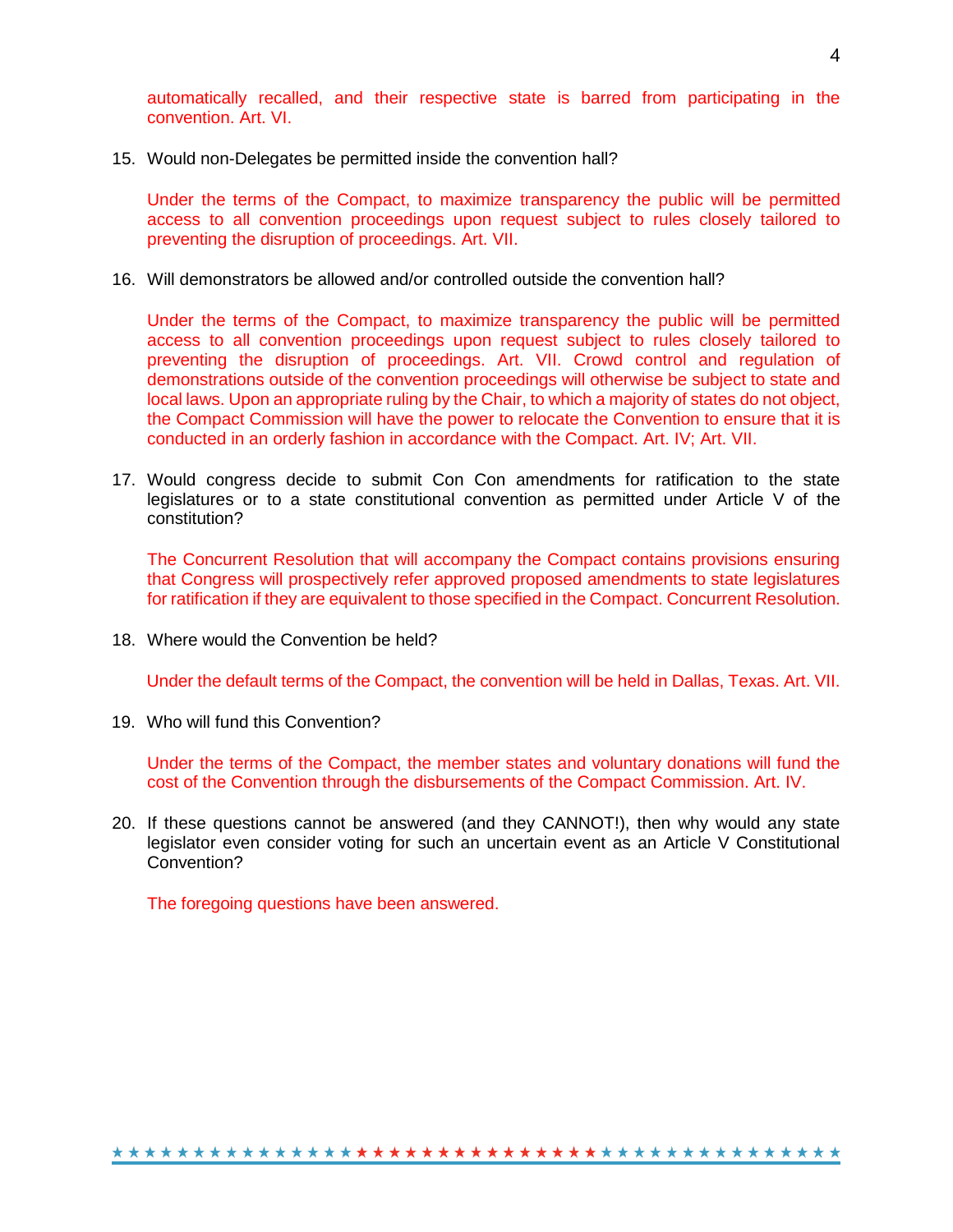automatically recalled, and their respective state is barred from participating in the convention. Art. VI.

15. Would non-Delegates be permitted inside the convention hall?

    Under the terms of the Compact, to maximize transparency the public will be permitted access to all convention proceedings upon request subject to rules closely tailored to preventing the disruption of proceedings. Art. VII.

16. Will demonstrators be allowed and/or controlled outside the convention hall?

    Under the terms of the Compact, to maximize transparency the public will be permitted access to all convention proceedings upon request subject to rules closely tailored to preventing the disruption of proceedings. Art. VII. Crowd control and regulation of demonstrations outside of the convention proceedings will otherwise be subject to state and local laws. Upon an appropriate ruling by the Chair, to which a majority of states do not object, the Compact Commission will have the power to relocate the Convention to ensure that it is conducted in an orderly fashion in accordance with the Compact. Art. IV; Art. VII.

17. Would congress decide to submit Con Con amendments for ratification to the state legislatures or to a state constitutional convention as permitted under Article V of the constitution?

    The Concurrent Resolution that will accompany the Compact contains provisions ensuring that Congress will prospectively refer approved proposed amendments to state legislatures for ratification if they are equivalent to those specified in the Compact. Concurrent Resolution.

18. Where would the Convention be held?

    Under the default terms of the Compact, the convention will be held in Dallas, Texas. Art. VII.

19. Who will fund this Convention?

    Under the terms of the Compact, the member states and voluntary donations will fund the cost of the Convention through the disbursements of the Compact Commission. Art. IV.

20. If these questions cannot be answered (and they CANNOT!), then why would any state legislator even consider voting for such an uncertain event as an Article V Constitutional Convention?

    The foregoing questions have been answered.